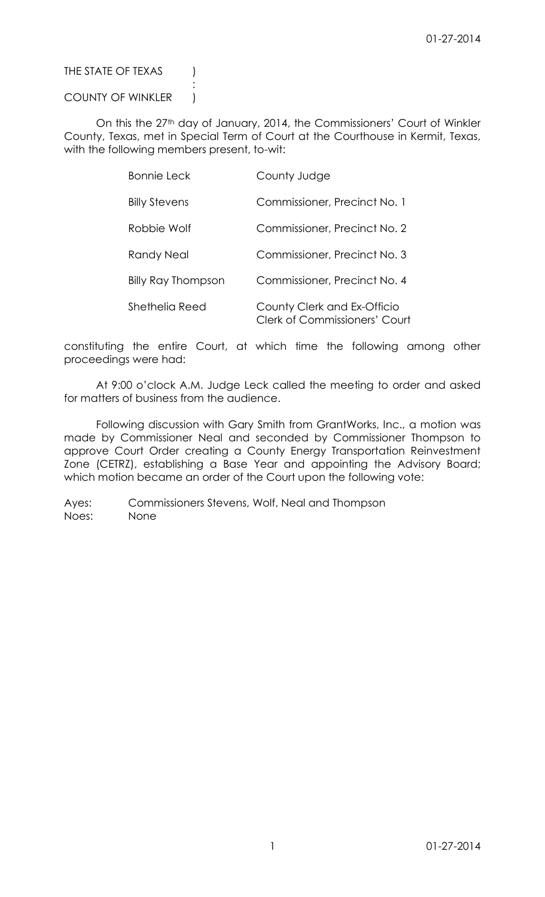THE STATE OF TEXAS )
:
COUNTY OF WINKLER )

On this the 27th day of January, 2014, the Commissioners' Court of Winkler County, Texas, met in Special Term of Court at the Courthouse in Kermit, Texas, with the following members present, to-wit:

| | |
|---|---|
| Bonnie Leck | County Judge |
| Billy Stevens | Commissioner, Precinct No. 1 |
| Robbie Wolf | Commissioner, Precinct No. 2 |
| Randy Neal | Commissioner, Precinct No. 3 |
| Billy Ray Thompson | Commissioner, Precinct No. 4 |
| Shethelia Reed | County Clerk and Ex-Officio Clerk of Commissioners' Court |

constituting the entire Court, at which time the following among other proceedings were had:

At 9:00 o'clock A.M. Judge Leck called the meeting to order and asked for matters of business from the audience.

Following discussion with Gary Smith from GrantWorks, Inc., a motion was made by Commissioner Neal and seconded by Commissioner Thompson to approve Court Order creating a County Energy Transportation Reinvestment Zone (CETRZ), establishing a Base Year and appointing the Advisory Board; which motion became an order of the Court upon the following vote:

Ayes: Commissioners Stevens, Wolf, Neal and Thompson
Noes: None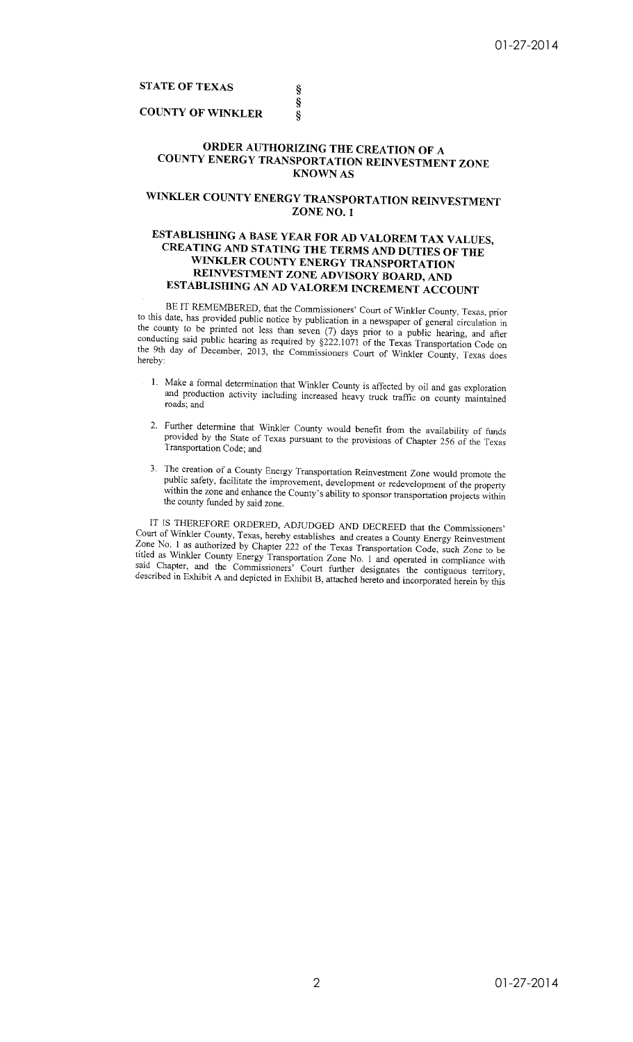**STATE OF TEXAS** §
§
**COUNTY OF WINKLER** §

## ORDER AUTHORIZING THE CREATION OF A COUNTY ENERGY TRANSPORTATION REINVESTMENT ZONE KNOWN AS

## WINKLER COUNTY ENERGY TRANSPORTATION REINVESTMENT ZONE NO. 1

## ESTABLISHING A BASE YEAR FOR AD VALOREM TAX VALUES, CREATING AND STATING THE TERMS AND DUTIES OF THE WINKLER COUNTY ENERGY TRANSPORTATION REINVESTMENT ZONE ADVISORY BOARD, AND ESTABLISHING AN AD VALOREM INCREMENT ACCOUNT

BE IT REMEMBERED, that the Commissioners' Court of Winkler County, Texas, prior to this date, has provided public notice by publication in a newspaper of general circulation in the county to be printed not less than seven (7) days prior to a public hearing, and after conducting said public hearing as required by §222.1071 of the Texas Transportation Code on the 9th day of December, 2013, the Commissioners Court of Winkler County, Texas does hereby:

1. Make a formal determination that Winkler County is affected by oil and gas exploration and production activity including increased heavy truck traffic on county maintained roads; and

2. Further determine that Winkler County would benefit from the availability of funds provided by the State of Texas pursuant to the provisions of Chapter 256 of the Texas Transportation Code; and

3. The creation of a County Energy Transportation Reinvestment Zone would promote the public safety, facilitate the improvement, development or redevelopment of the property within the zone and enhance the County's ability to sponsor transportation projects within the county funded by said zone.

IT IS THEREFORE ORDERED, ADJUDGED AND DECREED that the Commissioners' Court of Winkler County, Texas, hereby establishes and creates a County Energy Reinvestment Zone No. 1 as authorized by Chapter 222 of the Texas Transportation Code, such Zone to be titled as Winkler County Energy Transportation Zone No. 1 and operated in compliance with said Chapter, and the Commissioners' Court further designates the contiguous territory, described in Exhibit A and depicted in Exhibit B, attached hereto and incorporated herein by this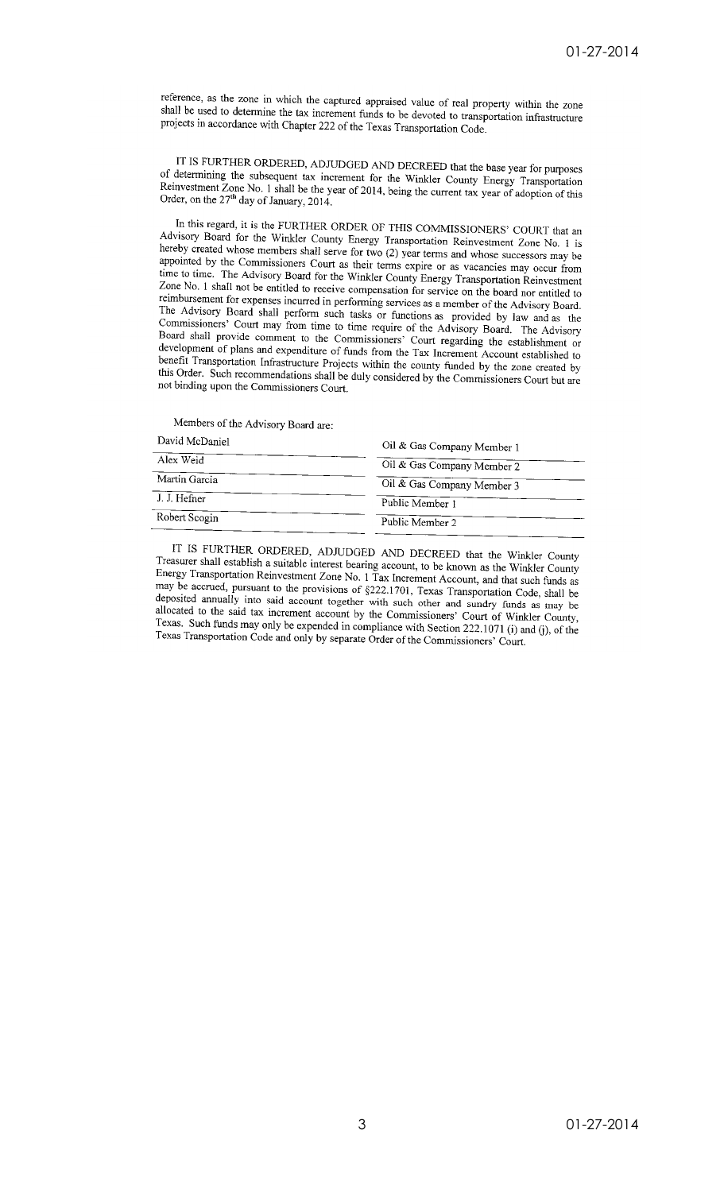reference, as the zone in which the captured appraised value of real property within the zone shall be used to determine the tax increment funds to be devoted to transportation infrastructure projects in accordance with Chapter 222 of the Texas Transportation Code.

IT IS FURTHER ORDERED, ADJUDGED AND DECREED that the base year for purposes of determining the subsequent tax increment for the Winkler County Energy Transportation Reinvestment Zone No. 1 shall be the year of 2014, being the current tax year of adoption of this Order, on the 27th day of January, 2014.

In this regard, it is the FURTHER ORDER OF THIS COMMISSIONERS' COURT that an Advisory Board for the Winkler County Energy Transportation Reinvestment Zone No. 1 is hereby created whose members shall serve for two (2) year terms and whose successors may be appointed by the Commissioners Court as their terms expire or as vacancies may occur from time to time. The Advisory Board for the Winkler County Energy Transportation Reinvestment Zone No. 1 shall not be entitled to receive compensation for service on the board nor entitled to reimbursement for expenses incurred in performing services as a member of the Advisory Board. The Advisory Board shall perform such tasks or functions as provided by law and as the Commissioners' Court may from time to time require of the Advisory Board. The Advisory Board shall provide comment to the Commissioners' Court regarding the establishment or development of plans and expenditure of funds from the Tax Increment Account established to benefit Transportation Infrastructure Projects within the county funded by the zone created by this Order. Such recommendations shall be duly considered by the Commissioners Court but are not binding upon the Commissioners Court.

Members of the Advisory Board are:

| Name | Position |
|---|---|
| David McDaniel | Oil & Gas Company Member 1 |
| Alex Weid | Oil & Gas Company Member 2 |
| Martin Garcia | Oil & Gas Company Member 3 |
| J. J. Hefner | Public Member 1 |
| Robert Scogin | Public Member 2 |

IT IS FURTHER ORDERED, ADJUDGED AND DECREED that the Winkler County Treasurer shall establish a suitable interest bearing account, to be known as the Winkler County Energy Transportation Reinvestment Zone No. 1 Tax Increment Account, and that such funds as may be accrued, pursuant to the provisions of §222.1701, Texas Transportation Code, shall be deposited annually into said account together with such other and sundry funds as may be allocated to the said tax increment account by the Commissioners' Court of Winkler County, Texas. Such funds may only be expended in compliance with Section 222.1071 (i) and (j), of the Texas Transportation Code and only by separate Order of the Commissioners' Court.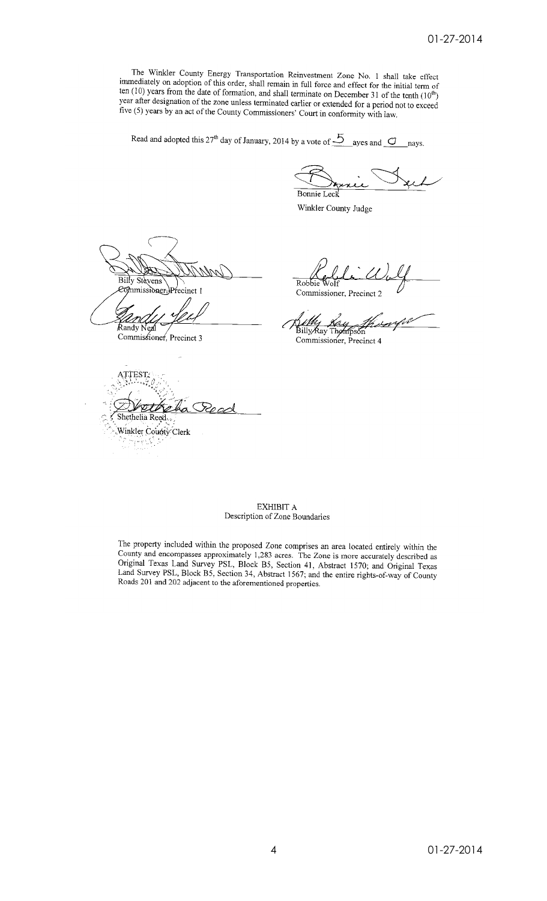The Winkler County Energy Transportation Reinvestment Zone No. 1 shall take effect immediately on adoption of this order, shall remain in full force and effect for the initial term of ten (10) years from the date of formation, and shall terminate on December 31 of the tenth (10[th]) year after designation of the zone unless terminated earlier or extended for a period not to exceed five (5) years by an act of the County Commissioners' Court in conformity with law.

Read and adopted this 27[th] day of January, 2014 by a vote of 5 ayes and 0 nays.

Bonnie Leck
Winkler County Judge

Billy Stevens
Commissioner, Precinct 1

Robbie Wolf
Commissioner, Precinct 2

Randy Neal
Commissioner, Precinct 3

Billy Ray Thompson
Commissioner, Precinct 4

ATTEST:

Shethelia Reed
Winkler County Clerk

## EXHIBIT A
Description of Zone Boundaries

The property included within the proposed Zone comprises an area located entirely within the County and encompasses approximately 1,283 acres. The Zone is more accurately described as Original Texas Land Survey PSL, Block B5, Section 41, Abstract 1570; and Original Texas Land Survey PSL, Block B5, Section 34, Abstract 1567; and the entire rights-of-way of County Roads 201 and 202 adjacent to the aforementioned properties.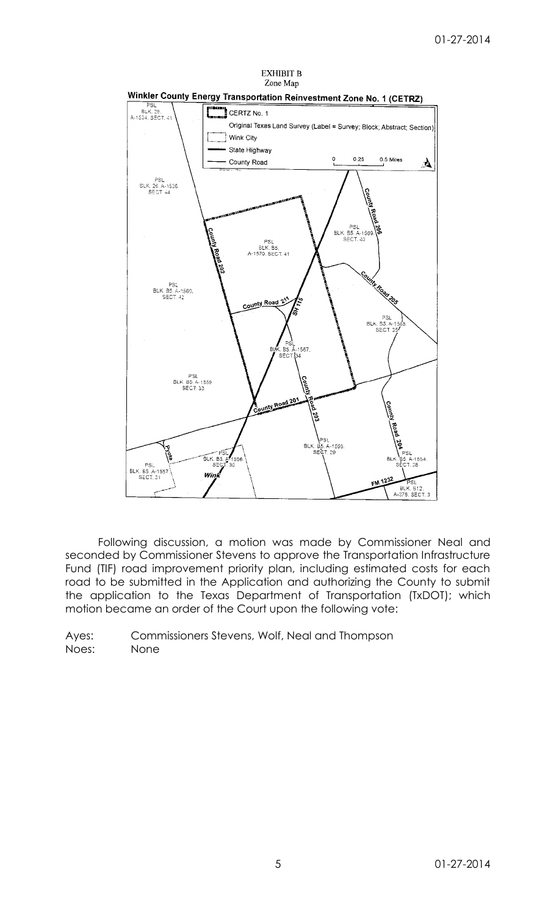EXHIBIT B
Zone Map

**Winkler County Energy Transportation Reinvestment Zone No. 1 (CETRZ)**

Following discussion, a motion was made by Commissioner Neal and seconded by Commissioner Stevens to approve the Transportation Infrastructure Fund (TIF) road improvement priority plan, including estimated costs for each road to be submitted in the Application and authorizing the County to submit the application to the Texas Department of Transportation (TxDOT); which motion became an order of the Court upon the following vote:

Ayes: Commissioners Stevens, Wolf, Neal and Thompson
Noes: None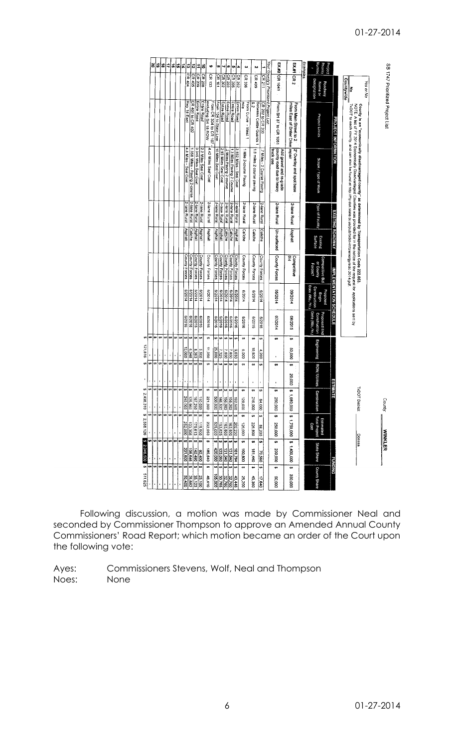## SB 1747 Prioritized Project List

County: **WINKLER**

TxDOT District: **Odessa**

Yes or No

**No** County is an "economically disadvantaged county" as determined by Transportation Code 222.053.

NOTE: A list of FY 2014 Economically Disadvantaged Counties was provided for in the notice of the request for applications sent by TxDOT to each county, and can also be found at http://ftp.dot.state.tx.us/pub/txdot-info/energy/edc-2014.pdf.

**Countywide**

| Project Priority Number | Roadway Name or Designation | Project Limits | Scope / Type of Work | Type of Facility | Existing Surface | Competitive Bid or County Forces? | Proposed Begin Construction Date (Mo./Yr.) | Proposed End Construction Date (Mo./Yr.) | Engineering | ROW/Utilities | Construction | Estimated Total Project Cost | State Share | County Share |
|---|---|---|---|---|---|---|---|---|---|---|---|---|---|---|
| | PROJECT INFORMATION | | | EXISTING ROADWAY | | IMPLEMENTATION SCHEDULE | | | ESTIMATE | | | | FUNDING | |
| **Examples** | | | | | | | | | | | | | | |
| **EX.#1** | CR 2 | From Main Street to 2 miles East of Driller Drive | 2" Overlay and spot base repair | 2-lane Rural | Asphalt | Competitive Bid | 09/2014 | 06/2015 | $ 50,000 | $ 20,000 | $ 1,680,000 | $ 1,750,000 | $ 1,400,000 | $ 350,000 |
| **EX.#2** | CR 1041 | From SH 31 to CR 1051 | Add gravel and re-grade county road due to heavy truck use | 2-lane Rural | Un-surfaced | County Forces | 05/2014 | 07/2014 | $ - | $ - | $ 250,000 | $ 250,000 | $ 200,000 | $ 50,000 |
| **Your County's Prioritized Project List** | | | | | | | | | | | | | | |
| 1 | CR 211 | CR 202 to CR 203 | 7 Miles - 2 Course Paving | 2-lane Rural | Caliche | County Forces | 6/2014 | 6/2016 | $ 4,200 | $ - | $ 84,000 | $ 88,200 | $ 70,560 | $ 17,640 |
| 2 | CR 405 | Between Cattle Guards 1 & 2 | 1.8 miles 2 course paving | 2-lane Rural | Caliche | County Forces | 6/2014 | 6/2016 | $ 10,800 | $ - | $ 216,000 | $ 226,800 | $ 181,440 | $ 45,360 |
| 3 | CR 306 | From Curve - West 1 mile | 1 Mile 2-course Paving | 2-lane Rural | Caliche | County Forces | 6/2014 | 6/2016 | $ 6,000 | $ - | $ 120,000 | $ 126,000 | $ 100,800 | $ 25,200 |
| 4 | CR 202 | Entire Road | 2.852 Miles - Seal Coat | 2-lane Rural | Asphalt | County Forces | 6/2014 | 6/2016 | $ 9,630 | $ - | $ 192,600 | $ 202,230 | $ 161,784 | $ 40,446 |
| 5 | CR 206 | Entire Road | 1.3 Miles Paving 2 course | 2-lane Rural | Caliche | County Forces | 6/2014 | 6/2016 | $ 7,800 | $ - | $ 156,000 | $ 163,800 | $ 131,040 | $ 32,760 |
| 6 | CR 203 | Entire Road | 2 Miles Paving 2 course | 2-lane Rural | Caliche | County Forces | 6/2014 | 6/2016 | $ 7,800 | $ - | $ 156,000 | $ 163,800 | $ 131,040 | $ 32,760 |
| 7 | CR 202 | Entire Road | 2.92 Miles Seal Coat | 2-lane Rural | Asphalt | County Forces | 6/2014 | 6/2016 | $ 7,325 | $ - | $ 146,500 | $ 153,825 | $ 123,060 | $ 30,765 |
| 8 | CR 101 | From 404 to State Line | 10 Miles - Seal Coat | 2-lane Rural | Asphalt | County Forces | 6/2014 | 6/2016 | $ 25,000 | $ - | $ 500,000 | $ 525,000 | $ 420,000 | $ 105,000 |
| 9 | CR 133 | From CR 304 to CR 107 excluding SH 18 ROW | 4.42 Miles Seal Coat | 2-lane Rural | Asphalt | County Forces | 6/2014 | 6/2016 | $ 11,050 | $ - | $ 221,000 | $ 232,050 | $ 185,640 | $ 46,410 |
| 10 | CR 208 | Entire Road | 2.2 Miles Seal Coat | 2-lane Rural | Asphalt | County Forces | 6/2014 | 6/2016 | $ 5,500 | $ - | $ 110,000 | $ 115,500 | $ 92,400 | $ 23,100 |
| 11 | CR 209 | Entire Road | 3.345 Miles Seal Coat | 2-lane Rural | Asphalt | County Forces | 6/2014 | 6/2016 | $ 8,363 | $ - | $ 167,250 | $ 175,613 | $ 140,490 | $ 35,123 |
| 12 | CR 405 | CR 401 to CR 402 | 1.058 Miles - Paving 2-course | 2-lane Rural | Caliche | County Forces | 6/2014 | 6/2016 | $ 6,348 | $ - | $ 126,960 | $ 133,308 | $ 106,646 | $ 26,662 |
| 13 | CR 404 | Hwy 18 East | 4.8 Miles - Seal Coat | 2-lane Rural | Asphalt | County Forces | 6/2014 | 6/2016 | $ 12,000 | $ - | $ 240,000 | $ 252,000 | $ 201,600 | $ 50,400 |
| 14 | | | | | | | | | $ - | $ - | $ - | $ - | $ - | $ - |
| 15 | | | | | | | | | $ - | $ - | $ - | $ - | $ - | $ - |
| 16 | | | | | | | | | $ - | $ - | $ - | $ - | $ - | $ - |
| 17 | | | | | | | | | $ - | $ - | $ - | $ - | $ - | $ - |
| 18 | | | | | | | | | $ - | $ - | $ - | $ - | $ - | $ - |
| 19 | | | | | | | | | $ - | $ - | $ - | $ - | $ - | $ - |
| 20 | | | | | | | | | $ - | $ - | $ - | $ - | $ - | $ - |
| | | | | | | | | | $ 121,816 | $ - | $ 2,436,310 | $ 2,558,126 | $ 2,046,500 | $ 511,625 |

Following discussion, a motion was made by Commissioner Neal and seconded by Commissioner Thompson to approve an Amended Annual County Commissioners' Road Report; which motion became an order of the Court upon the following vote:

Ayes: Commissioners Stevens, Wolf, Neal and Thompson
Noes: None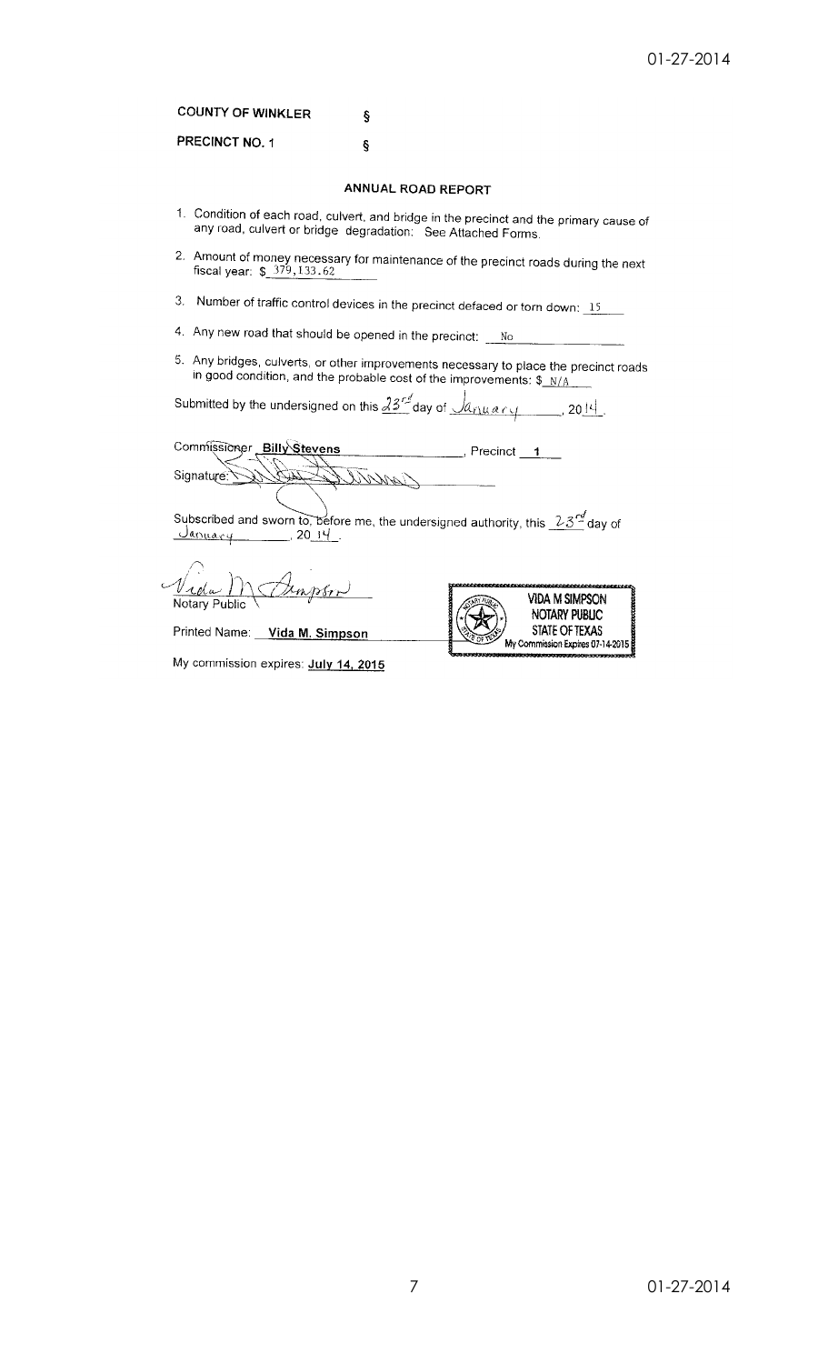**COUNTY OF WINKLER** §

**PRECINCT NO. 1** §

## ANNUAL ROAD REPORT

1. Condition of each road, culvert, and bridge in the precinct and the primary cause of any road, culvert or bridge degradation: See Attached Forms.
2. Amount of money necessary for maintenance of the precinct roads during the next fiscal year: $ 379,133.62
3. Number of traffic control devices in the precinct defaced or torn down: 15
4. Any new road that should be opened in the precinct: No
5. Any bridges, culverts, or other improvements necessary to place the precinct roads in good condition, and the probable cost of the improvements: $ N/A

Submitted by the undersigned on this 23rd day of January, 2014.

Commissioner **Billy Stevens**, Precinct **1**

Signature: [signature]

Subscribed and sworn to, before me, the undersigned authority, this 23rd day of January, 2014.

[signature]
Notary Public

Printed Name: **Vida M. Simpson**

My commission expires: **July 14, 2015**

VIDA M SIMPSON
NOTARY PUBLIC
STATE OF TEXAS
My Commission Expires 07-14-2015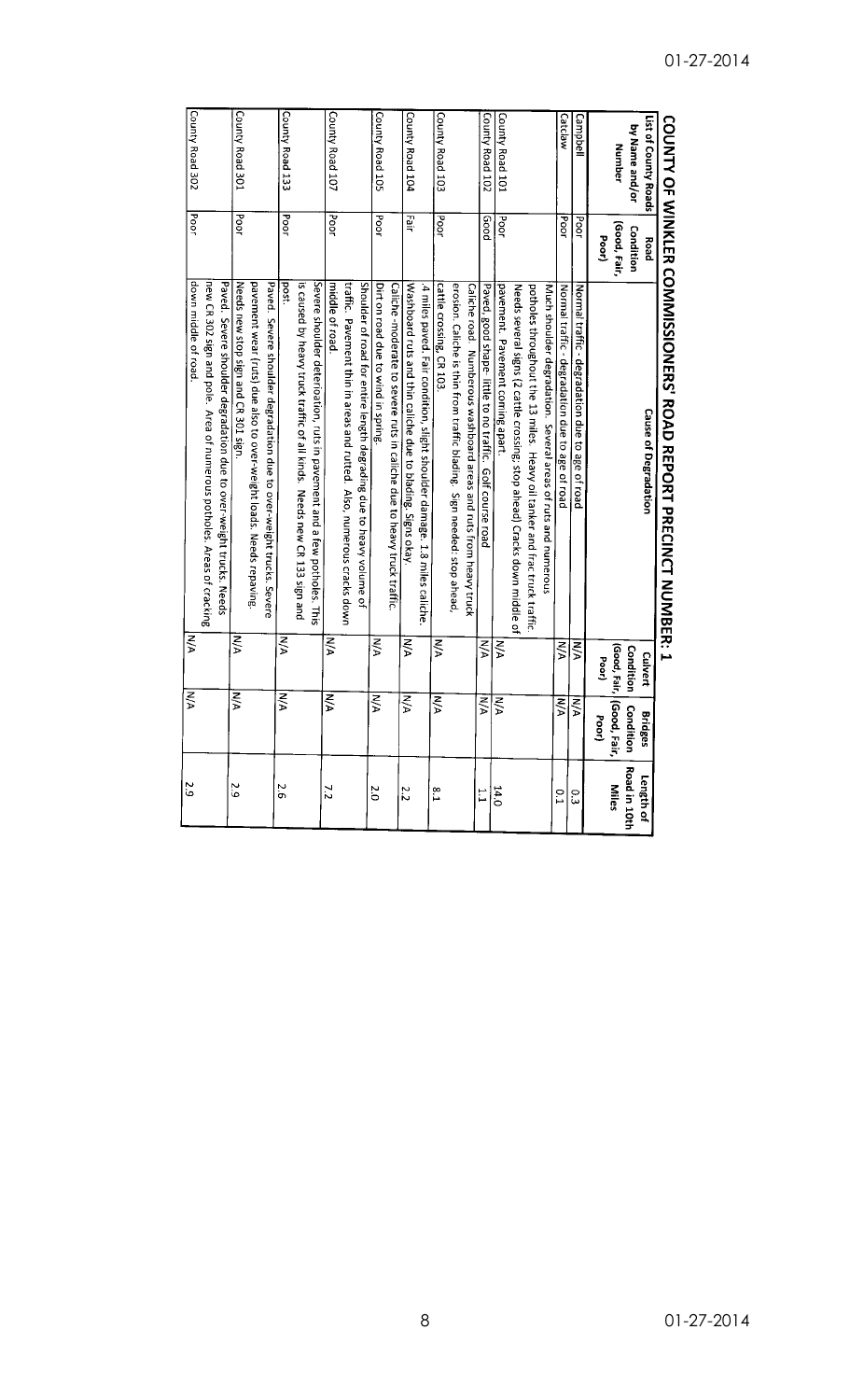# COUNTY OF WINKLER COMMISSIONERS' ROAD REPORT PRECINCT NUMBER: 1

| List of County Roads by Name and/or Number | Road Condition (Good, Fair, Poor) | Cause of Degradation | Culvert Condition (Good, Fair, Poor) | Bridges Condition (Good, Fair, Poor) | Length of Road in 10th Miles |
|---|---|---|---|---|---|
| Campbell | Poor | Normal traffic - degradation due to age of road | N/A | N/A | 0.3 |
| Catclaw | Poor | Normal traffic - degradation due to age of road | N/A | N/A | 0.1 |
| County Road 101 | Poor | Much shoulder degradation. Several areas of ruts and numerous potholes throughout the 13 miles. Heavy oil tanker and frac truck traffic. Needs several signs (2 cattle crossing; stop ahead) Cracks down middle of pavement. Pavement coming apart. | N/A | N/A | 14.0 |
| County Road 102 | Good | Paved, good shape - little to no traffic. Golf course road | N/A | N/A | 1.1 |
| County Road 103 | Poor | Caliche road. Numerous washboard areas and ruts from heavy truck erosion. Caliche is thin from traffic blading. Sign needed: stop ahead, cattle crossing, CR 103. | N/A | N/A | 8.1 |
| County Road 104 | Fair | .4 miles paved. Fair condition, slight shoulder damage. 1.8 miles caliche. Washboard ruts and thin caliche due to blading. Signs okay. | N/A | N/A | 2.2 |
| County Road 105 | Poor | Caliche - moderate to severe ruts in caliche due to heavy truck traffic. Dirt on road due to wind in spring. | N/A | N/A | 2.0 |
| County Road 107 | Poor | Shoulder of road for entire length degrading due to heavy volume of traffic. Pavement thin in areas and rutted. Also, numerous cracks down middle of road. | N/A | N/A | 7.2 |
| County Road 133 | Poor | Severe shoulder deterioration, ruts in pavement and a few potholes. This is caused by heavy truck traffic of all kinds. Needs new CR 133 sign and post. | N/A | N/A | 2.6 |
| County Road 301 | Poor | Paved. Severe shoulder degradation due to over-weight trucks. Severe pavement wear (ruts) due also to over-weight loads. Needs repaving. Needs new stop sign and CR 301 sign. | N/A | N/A | 2.9 |
| County Road 302 | Poor | Paved. Severe shoulder degradation due to over-weight trucks. Needs new CR 302 sign and pole. Area of numerous potholes. Areas of cracking down middle of road. | N/A | N/A | 2.9 |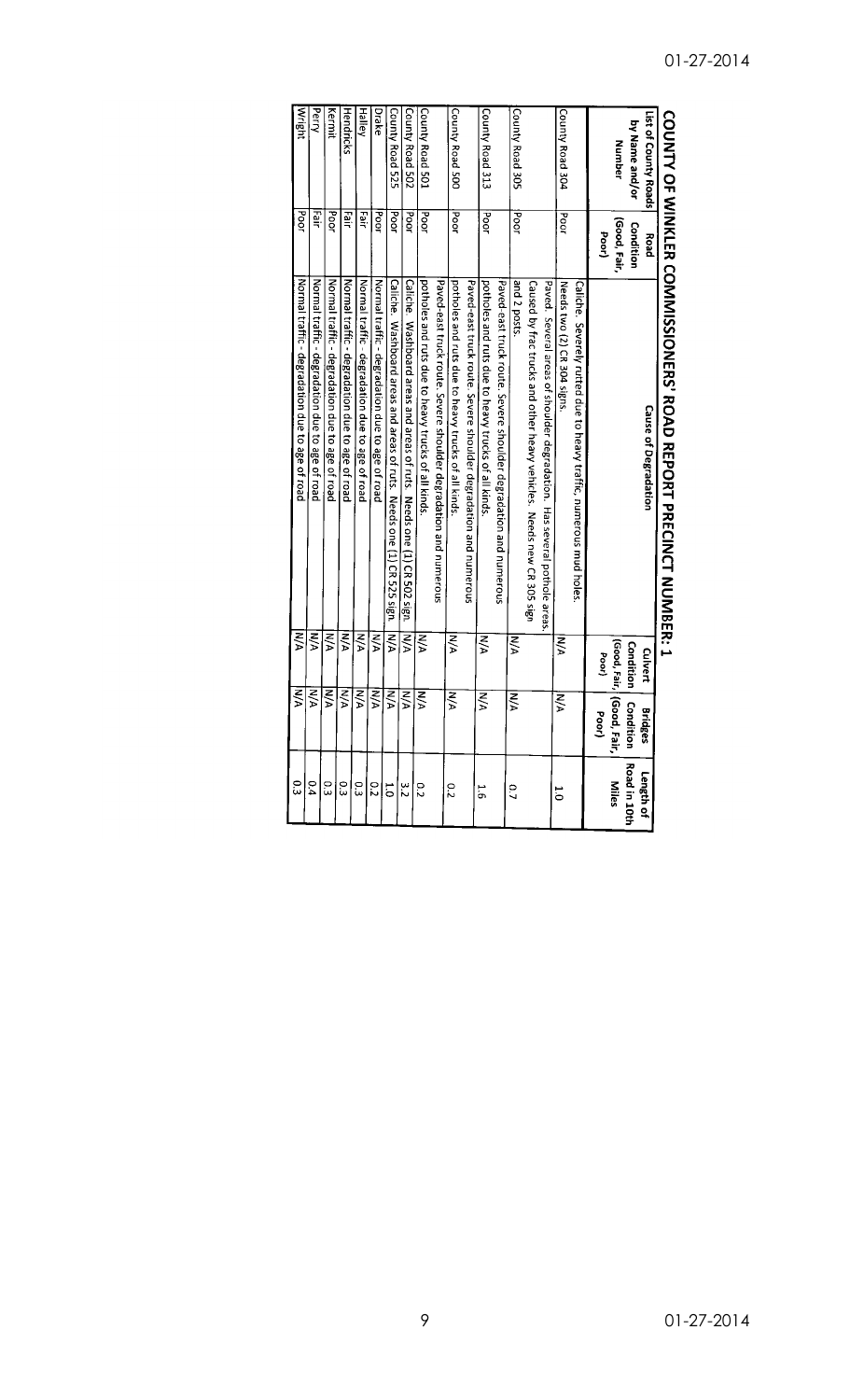# COUNTY OF WINKLER COMMISSIONERS' ROAD REPORT PRECINCT NUMBER: 1

| List of County Roads by Name and/or Number | Road Condition (Good, Fair, Poor) | Cause of Degradation | Culvert Condition (Good, Fair, Poor) | Bridges Condition (Good, Fair, Poor) | Length of Road in 10th Miles |
|---|---|---|---|---|---|
| County Road 304 | Poor | Caliche. Severely rutted due to heavy traffic, numerous mud holes. Needs two (2) CR 304 signs. | N/A | N/A | 1.0 |
| County Road 305 | Poor | Paved. Several areas of shoulder degradation. Has several pothole areas. Caused by frac trucks and other heavy vehicles. Needs new CR 305 sign and 2 posts. | N/A | N/A | 0.7 |
| County Road 313 | Poor | Paved-east truck route. Severe shoulder degradation and numerous potholes and ruts due to heavy trucks of all kinds. | N/A | N/A | 1.6 |
| County Road 500 | Poor | Paved-east truck route. Severe shoulder degradation and numerous potholes and ruts due to heavy trucks of all kinds. | N/A | N/A | 0.2 |
| County Road 501 | Poor | Paved-east truck route. Severe shoulder degradation and numerous potholes and ruts due to heavy trucks of all kinds. | N/A | N/A | 0.2 |
| County Road 502 | Poor | Caliche. Washboard areas and areas of ruts. Needs one (1) CR 502 sign. | N/A | N/A | 3.2 |
| County Road 525 | Poor | Caliche. Washboard areas and areas of ruts. Needs one (1) CR 525 sign. | N/A | N/A | 1.0 |
| Drake | Poor | Normal traffic - degradation due to age of road | N/A | N/A | 0.2 |
| Hailey | Fair | Normal traffic - degradation due to age of road | N/A | N/A | 0.3 |
| Hendricks | Fair | Normal traffic - degradation due to age of road | N/A | N/A | 0.3 |
| Kermit | Poor | Normal traffic - degradation due to age of road | N/A | N/A | 0.3 |
| Perry | Fair | Normal traffic - degradation due to age of road | N/A | N/A | 0.4 |
| Wright | Poor | Normal traffic - degradation due to age of road | N/A | N/A | 0.3 |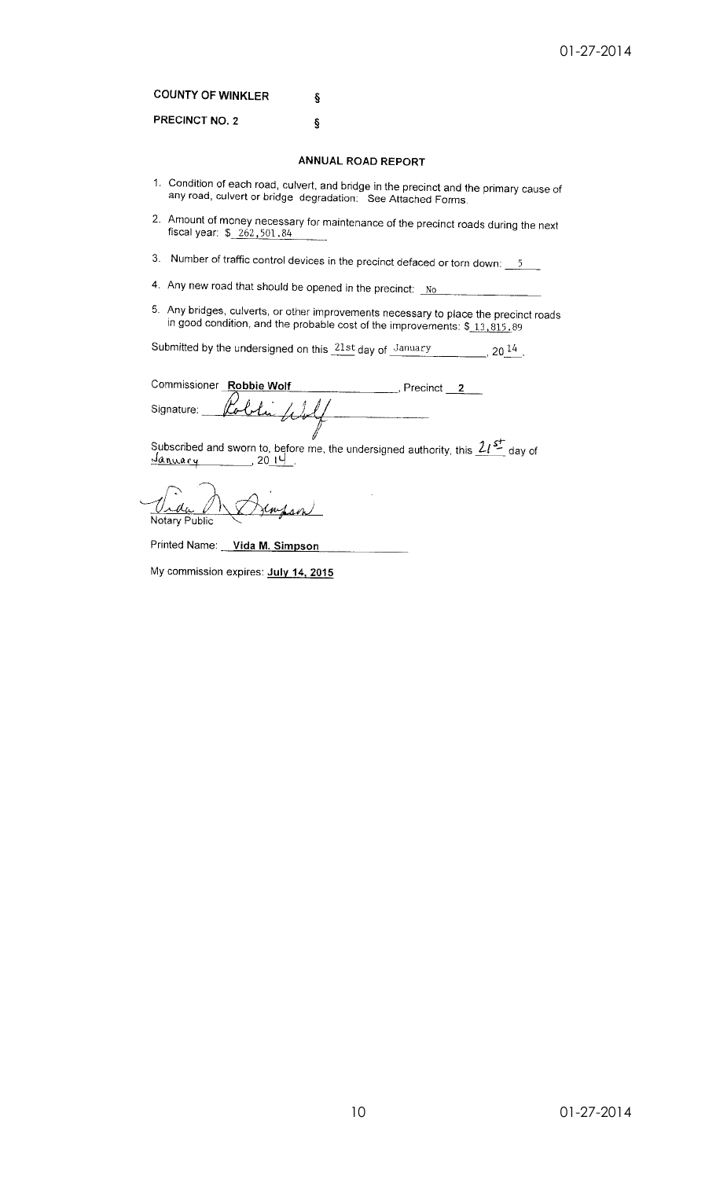**COUNTY OF WINKLER** §

**PRECINCT NO. 2** §

## ANNUAL ROAD REPORT

1. Condition of each road, culvert, and bridge in the precinct and the primary cause of any road, culvert or bridge degradation: See Attached Forms.
2. Amount of money necessary for maintenance of the precinct roads during the next fiscal year: $ 262,501.84
3. Number of traffic control devices in the precinct defaced or torn down: 5
4. Any new road that should be opened in the precinct: No
5. Any bridges, culverts, or other improvements necessary to place the precinct roads in good condition, and the probable cost of the improvements: $ 13,815.89

Submitted by the undersigned on this 21st day of January, 2014.

Commissioner **Robbie Wolf**, Precinct **2**

Signature: *Robbie Wolf*

Subscribed and sworn to, before me, the undersigned authority, this 21st day of January, 2014.

*Vida M. Simpson*
Notary Public

Printed Name: **Vida M. Simpson**

My commission expires: **July 14, 2015**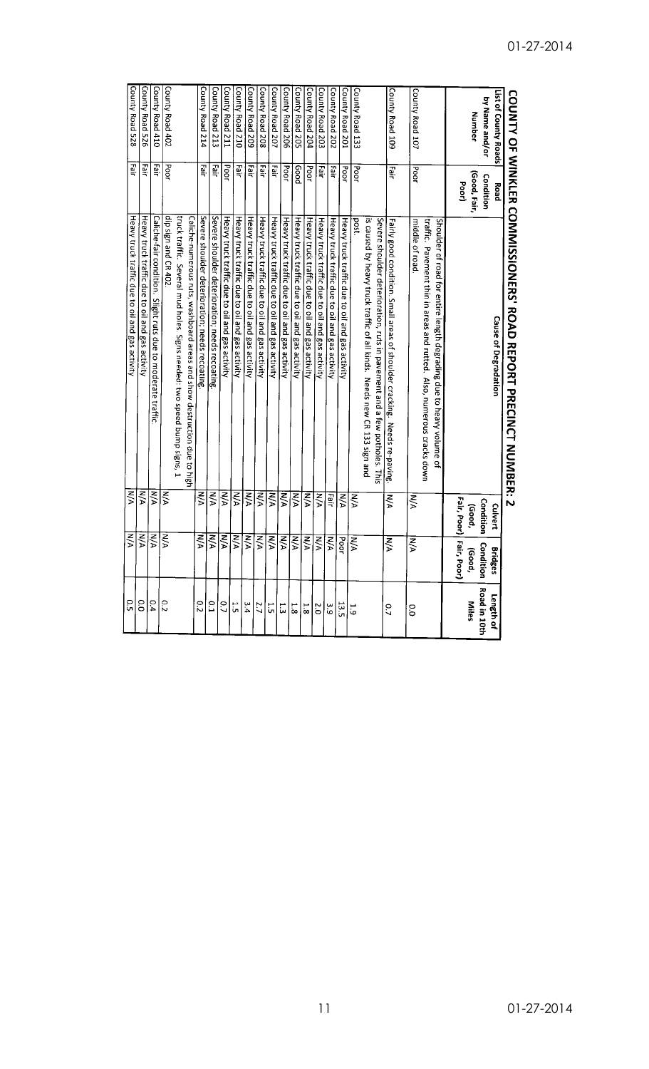# COUNTY OF WINKLER COMMISSIONERS' ROAD REPORT PRECINCT NUMBER: 2

| List of County Roads by Name and/or Number | Road Condition (Good, Fair, Poor) | Cause of Degradation | Culvert Condition (Good, Fair, Poor) | Bridges Condition (Good, Fair, Poor) | Length of Road in 10th Miles |
|---|---|---|---|---|---|
| County Road 107 | Poor | Shoulder of road for entire length degrading due to heavy volume of traffic. Pavement thin in areas and rutted. Also, numerous cracks down middle of road. | N/A | N/A | 0.0 |
| County Road 109 | Fair | Fairly good condition. Small areas of shoulder cracking. Needs re-paving. | N/A | N/A | 0.7 |
| County Road 133 | Poor | Severe shoulder deterioration, ruts in pavement and a few potholes. This is caused by heavy truck traffic of all kinds. Needs new CR 133 sign and post. | N/A | N/A | 1.9 |
| County Road 201 | Poor | Heavy truck traffic due to oil and gas activity | N/A | Poor | 13.5 |
| County Road 202 | Fair | Heavy truck traffic due to oil and gas activity | Fair | N/A | 3.9 |
| County Road 203 | Fair | Heavy truck traffic due to oil and gas activity | N/A | N/A | 2.0 |
| County Road 204 | Poor | Heavy truck traffic due to oil and gas activity | N/A | N/A | 1.8 |
| County Road 205 | Good | Heavy truck traffic due to oil and gas activity | N/A | N/A | 1.8 |
| County Road 206 | Poor | Heavy truck traffic due to oil and gas activity | N/A | N/A | 1.3 |
| County Road 207 | Fair | Heavy truck traffic due to oil and gas activity | N/A | N/A | 1.5 |
| County Road 208 | Fair | Heavy truck traffic due to oil and gas activity | N/A | N/A | 2.7 |
| County Road 209 | Fair | Heavy truck traffic due to oil and gas activity | N/A | N/A | 3.4 |
| County Road 210 | Fair | Heavy truck traffic due to oil and gas activity | N/A | N/A | 1.5 |
| County Road 211 | Poor | Heavy truck traffic due to oil and gas activity | N/A | N/A | 0.7 |
| County Road 213 | Fair | Severe shoulder deterioration; needs recoating. | N/A | N/A | 0.1 |
| County Road 214 | Fair | Severe shoulder deterioration; needs recoating. | N/A | N/A | 0.2 |
| County Road 402 | Poor | Caliche-numerous ruts, washboard areas and show destruction due to high truck traffic. Several mud holes. Signs needed: two speed bump signs, 1 dip sign and CR 402. | N/A | N/A | 0.2 |
| County Road 410 | Fair | Caliche-fair condition. Slight ruts due to moderate traffic. | N/A | N/A | 0.4 |
| County Road 526 | Fair | Heavy truck traffic due to oil and gas activity | N/A | N/A | 0.0 |
| County Road 528 | Fair | Heavy truck traffic due to oil and gas activity | N/A | N/A | 0.5 |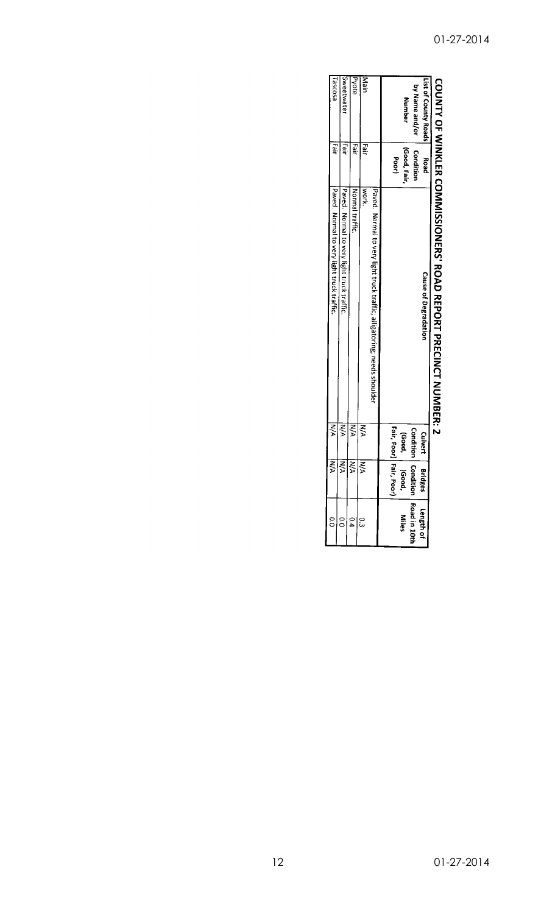# COUNTY OF WINKLER COMMISSIONERS' ROAD REPORT PRECINCT NUMBER: 2

| List of County Roads by Name and/or Number | Road Condition (Good, Fair, Poor) | Cause of Degradation | Culvert Condition (Good, Fair, Poor) | Bridges Condition (Good, Fair, Poor) | Length of Road in 10th Miles |
|---|---|---|---|---|---|
| Main | Fair | Paved. Normal to very light truck traffic; alligatoring, needs shoulder work. | N/A | N/A | 0.3 |
| Pyote | Fair | Normal traffic. | N/A | N/A | 0.4 |
| Sweetwater | Fair | Paved. Normal to very light truck traffic. | N/A | N/A | 0.0 |
| Tascosa | Fair | Paved. Normal to very light truck traffic. | N/A | N/A | 0.0 |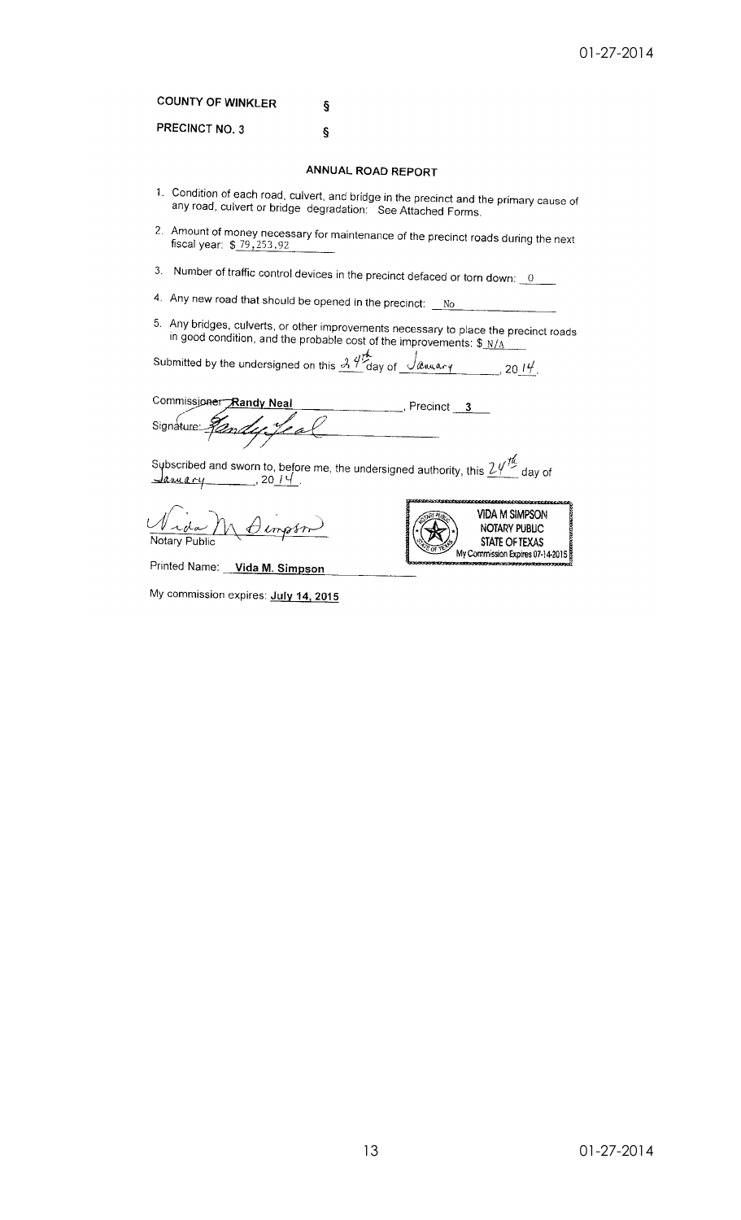COUNTY OF WINKLER §

PRECINCT NO. 3 §

## ANNUAL ROAD REPORT

1. Condition of each road, culvert, and bridge in the precinct and the primary cause of any road, culvert or bridge degradation: See Attached Forms.
2. Amount of money necessary for maintenance of the precinct roads during the next fiscal year: $ 79,253.92
3. Number of traffic control devices in the precinct defaced or torn down: 0
4. Any new road that should be opened in the precinct: No
5. Any bridges, culverts, or other improvements necessary to place the precinct roads in good condition, and the probable cost of the improvements: $ N/A

Submitted by the undersigned on this 24th day of January, 2014.

Commissioner Randy Neal, Precinct 3

Signature: Randy Neal

Subscribed and sworn to, before me, the undersigned authority, this 24th day of January, 2014.

Vida M Simpson

Notary Public

VIDA M SIMPSON
NOTARY PUBLIC
STATE OF TEXAS
My Commission Expires 07-14-2015

Printed Name: **Vida M. Simpson**

My commission expires: **July 14, 2015**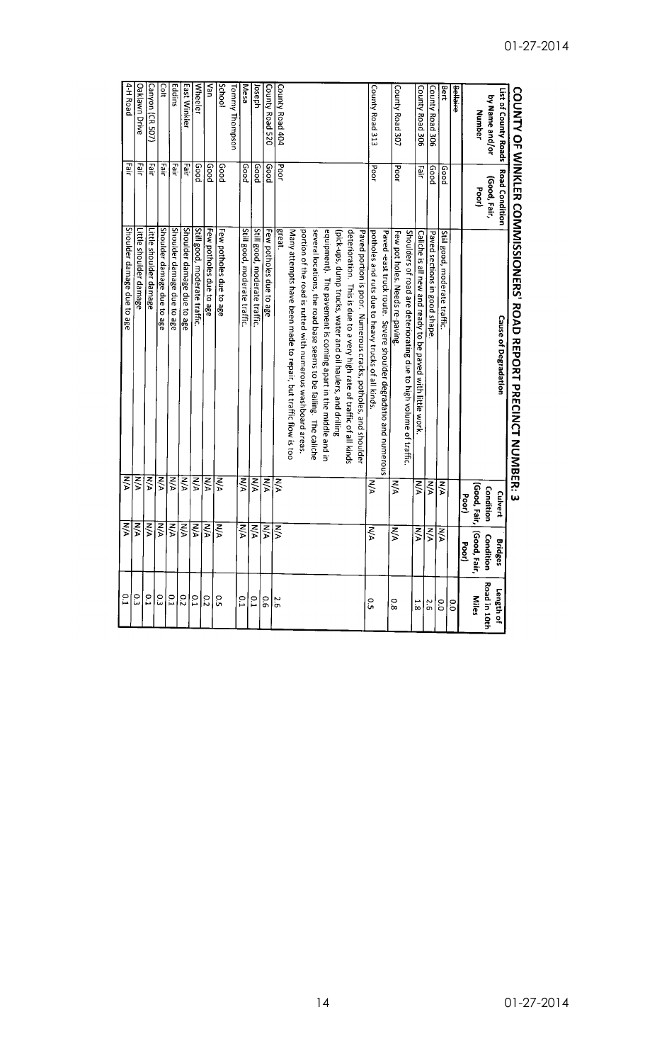# COUNTY OF WINKLER COMMISSIONERS' ROAD REPORT PRECINCT NUMBER: 3

| List of County Roads by Name and/or Number | Road Condition (Good, Fair, Poor) | Cause of Degradation | Culvert Condition (Good, Fair, Poor) | Bridges Condition (Good, Fair, Poor) | Length of Road in 10th Miles |
|---|---|---|---|---|---|
| ~~Bellaire~~ | | | | | 0.0 |
| Bert | Good | Still good, moderate traffic. | N/A | N/A | 0.0 |
| County Road 306 | Good | Paved sections in good shape. | N/A | N/A | 2.6 |
| County Road 306 | Fair | Caliche is all new and ready to be paved with little work. | N/A | N/A | 1.8 |
| County Road 307 | Poor | Shoulders of road are deteriorating due to high volume of traffic. Few pot holes. Needs re-paving. | N/A | N/A | 0.8 |
| County Road 313 | Poor | Paved -east truck route. Severe shoulder degradatio and numerous potholes and ruts due to heavy trucks of all kinds. | N/A | N/A | 0.5 |
| County Road 404 | Poor | Paved portion is poor. Numerous cracks, potholes, and shoulder deterioration. This is due to a very high rate of traffic of all kinds (pick-ups, dump trucks, water and oil haulers, and drilling equipment). The pavement is coming apart in the middle and in several locations, the road base seems to be failing. The caliche portion of the road is rutted with numerous washboard areas. Many attempts have been made to repair, but traffic flow is too great. | N/A | N/A | 2.6 |
| County Road 520 | Good | Few potholes due to age | N/A | N/A | 0.6 |
| Joseph | Good | Still good, moderate traffic. | N/A | N/A | 0.1 |
| Mesa | Good | Still good, moderate traffic. | N/A | N/A | 0.1 |
| Tommy Thompson | | | | | |
| School | Good | Few potholes due to age | N/A | N/A | 0.5 |
| Van | Good | Few potholes due to age | N/A | N/A | 0.2 |
| Wheeler | Good | Still good, moderate traffic. | N/A | N/A | 0.1 |
| East Winkler | Fair | Shoulder damage due to age | N/A | N/A | 0.2 |
| Eddins | Fair | Shoulder damage due to age | N/A | N/A | 0.1 |
| Colt | Fair | Shoulder damage due to age | N/A | N/A | 0.3 |
| Canyon (CR 507) | Fair | Little shoulder damage | N/A | N/A | 0.1 |
| Oaklawn Drive | Fair | Little shoulder damage | N/A | N/A | 0.3 |
| 4-H Road | Fair | Shoulder damage due to age | N/A | N/A | 0.1 |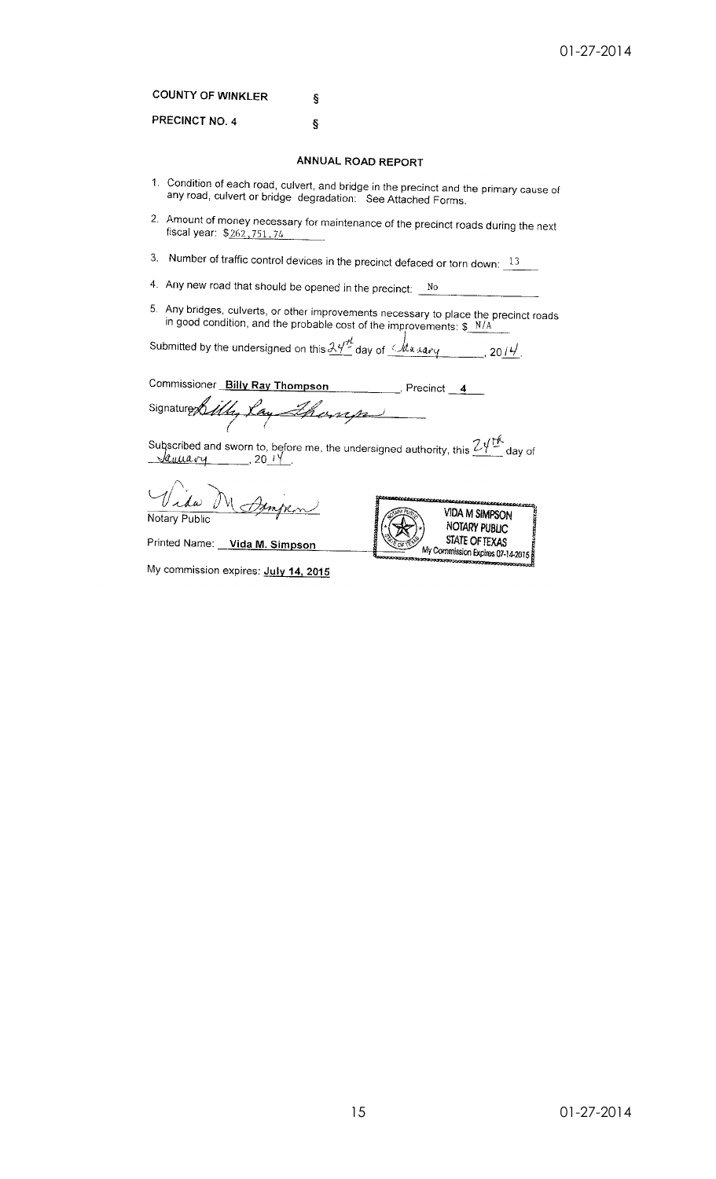COUNTY OF WINKLER §

PRECINCT NO. 4 §

### ANNUAL ROAD REPORT

1. Condition of each road, culvert, and bridge in the precinct and the primary cause of any road, culvert or bridge degradation: See Attached Forms.
2. Amount of money necessary for maintenance of the precinct roads during the next fiscal year: $262,751.74
3. Number of traffic control devices in the precinct defaced or torn down: 13
4. Any new road that should be opened in the precinct: No
5. Any bridges, culverts, or other improvements necessary to place the precinct roads in good condition, and the probable cost of the improvements: $ N/A

Submitted by the undersigned on this 24th day of January, 2014.

Commissioner **Billy Ray Thompson**, Precinct **4**

Signature *Billy Ray Thompson*

Subscribed and sworn to, before me, the undersigned authority, this 24th day of January, 2014.

*Vida M Simpson*
Notary Public

Printed Name: **Vida M. Simpson**

My commission expires: **July 14, 2015**

VIDA M SIMPSON
NOTARY PUBLIC
STATE OF TEXAS
My Commission Expires 07-14-2015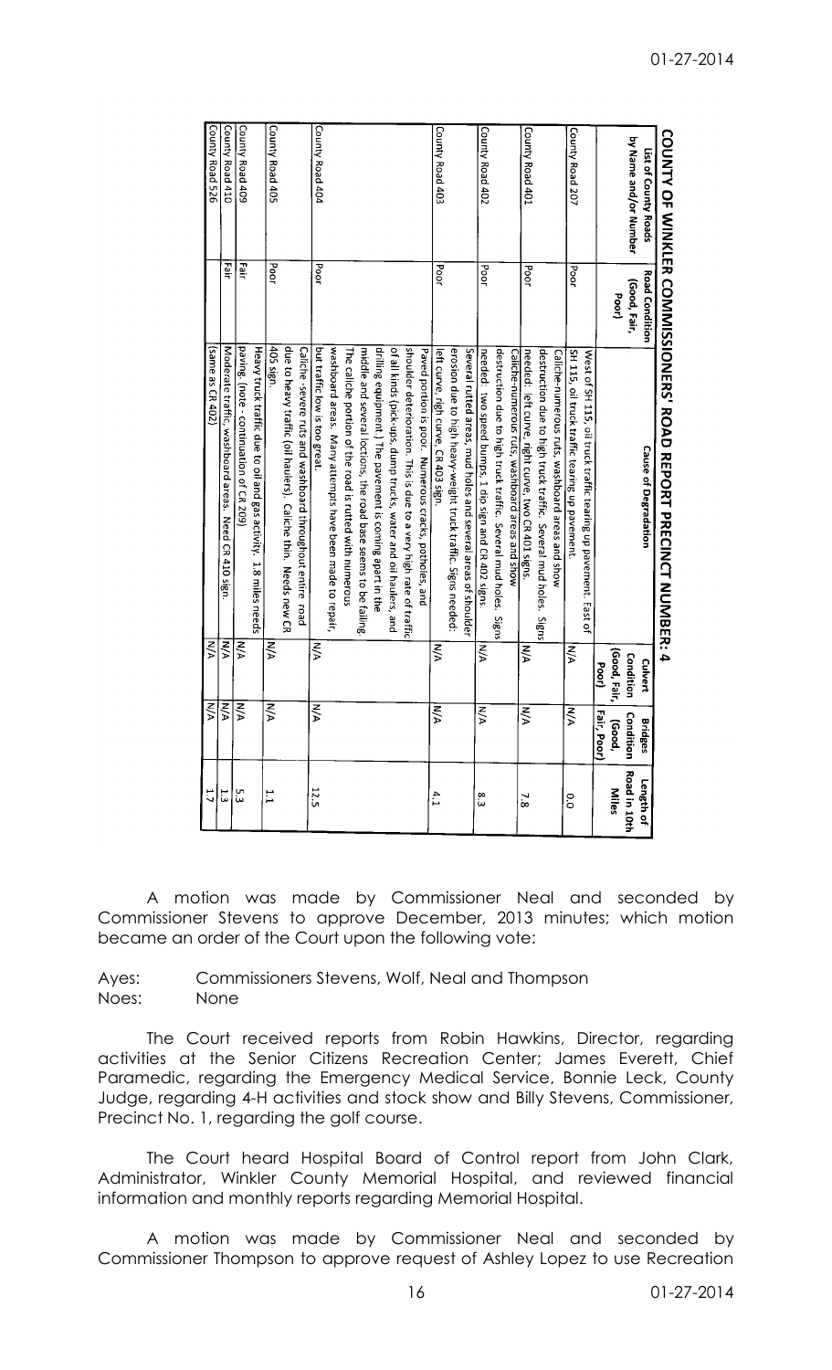## COUNTY OF WINKLER COMMISSIONERS' ROAD REPORT PRECINCT NUMBER: 4

| List of County Roads by Name and/or Number | Road Condition (Good, Fair, Poor) | Cause of Degradation | Culvert Condition (Good, Fair, Poor) | Bridges Condition (Good, Fair, Poor) | Length of Road in 10th Miles |
|---|---|---|---|---|---|
| County Road 207 | Poor | West of SH 115, oil truck traffic tearing up pavement. East of SH 115, oil truck traffic tearing up pavement. | N/A | N/A | 0.0 |
| County Road 401 | Poor | Caliche-numerous ruts, washboard areas and show destruction due to high truck traffic. Several mud holes. Signs needed: left curve, right curve, two CR 401 signs. | N/A | N/A | 7.8 |
| County Road 402 | Poor | Caliche-numerous ruts, washboard areas and show destruction due to high truck traffic. Several mud holes. Signs needed: two speed bumps, 1 dip sign and CR 402 signs. | N/A | N/A | 8.3 |
| County Road 403 | Poor | Several rutted areas, mud holes and several areas of shoulder erosion due to high heavy-weight truck traffic. Signs needed: left curve, righ curve, CR 403 sign. | N/A | N/A | 4.1 |
| County Road 404 | Poor | Paved portion is poor. Numerous cracks, potholes, and shoulder deterioration. This is due to a very high rate of traffic of all kinds (pick-ups, dump trucks, water and oil haulers, and drilling equipment.) The pavement is coming apart in the middle and several loctions, the road base seems to be failing. The caliche portion of the road is rutted with numerous washboard areas. Many attempts have been made to repair, but traffic low is too great. | N/A | N/A | 12.5 |
| County Road 405 | Poor | Caliche -severe ruts and washboard throughout entire road due to heavy traffic (oil haulers). Caliche thin. Needs new CR 405 sign. | N/A | N/A | 1.1 |
| County Road 409 | Fair | Heavy truck traffic due to oil and gas activity. 1.8 miles needs paving. (note - continuation of CR 209) | N/A | N/A | 5.3 |
| County Road 410 | Fair | Moderate traffic, washboard areas. Need CR 410 sign. | N/A | N/A | 1.3 |
| County Road 526 | | (same as CR 402) | N/A | N/A | 1.7 |

A motion was made by Commissioner Neal and seconded by Commissioner Stevens to approve December, 2013 minutes; which motion became an order of the Court upon the following vote:

Ayes: Commissioners Stevens, Wolf, Neal and Thompson
Noes: None

The Court received reports from Robin Hawkins, Director, regarding activities at the Senior Citizens Recreation Center; James Everett, Chief Paramedic, regarding the Emergency Medical Service, Bonnie Leck, County Judge, regarding 4-H activities and stock show and Billy Stevens, Commissioner, Precinct No. 1, regarding the golf course.

The Court heard Hospital Board of Control report from John Clark, Administrator, Winkler County Memorial Hospital, and reviewed financial information and monthly reports regarding Memorial Hospital.

A motion was made by Commissioner Neal and seconded by Commissioner Thompson to approve request of Ashley Lopez to use Recreation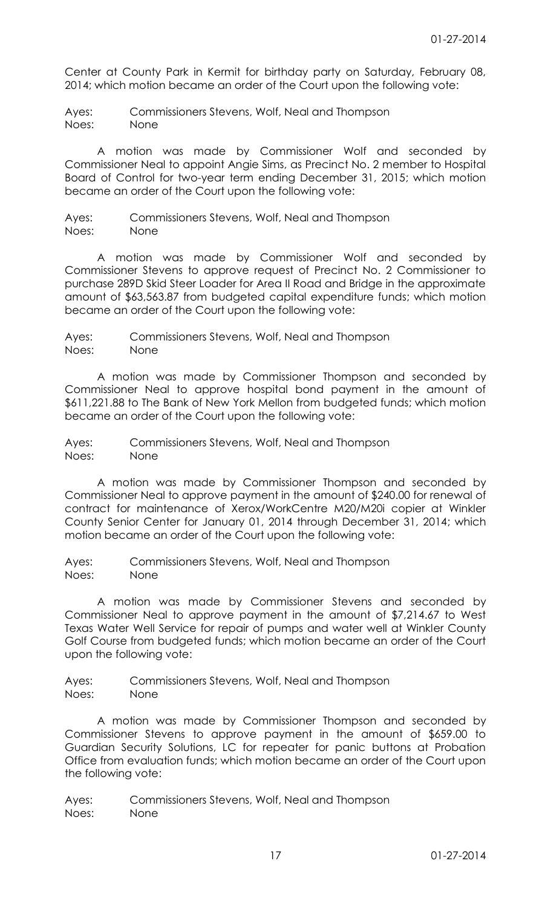Center at County Park in Kermit for birthday party on Saturday, February 08, 2014; which motion became an order of the Court upon the following vote:

Ayes: Commissioners Stevens, Wolf, Neal and Thompson
Noes: None

A motion was made by Commissioner Wolf and seconded by Commissioner Neal to appoint Angie Sims, as Precinct No. 2 member to Hospital Board of Control for two-year term ending December 31, 2015; which motion became an order of the Court upon the following vote:

Ayes: Commissioners Stevens, Wolf, Neal and Thompson
Noes: None

A motion was made by Commissioner Wolf and seconded by Commissioner Stevens to approve request of Precinct No. 2 Commissioner to purchase 289D Skid Steer Loader for Area II Road and Bridge in the approximate amount of $63,563.87 from budgeted capital expenditure funds; which motion became an order of the Court upon the following vote:

Ayes: Commissioners Stevens, Wolf, Neal and Thompson
Noes: None

A motion was made by Commissioner Thompson and seconded by Commissioner Neal to approve hospital bond payment in the amount of $611,221.88 to The Bank of New York Mellon from budgeted funds; which motion became an order of the Court upon the following vote:

Ayes: Commissioners Stevens, Wolf, Neal and Thompson
Noes: None

A motion was made by Commissioner Thompson and seconded by Commissioner Neal to approve payment in the amount of $240.00 for renewal of contract for maintenance of Xerox/WorkCentre M20/M20i copier at Winkler County Senior Center for January 01, 2014 through December 31, 2014; which motion became an order of the Court upon the following vote:

Ayes: Commissioners Stevens, Wolf, Neal and Thompson
Noes: None

A motion was made by Commissioner Stevens and seconded by Commissioner Neal to approve payment in the amount of $7,214.67 to West Texas Water Well Service for repair of pumps and water well at Winkler County Golf Course from budgeted funds; which motion became an order of the Court upon the following vote:

Ayes: Commissioners Stevens, Wolf, Neal and Thompson
Noes: None

A motion was made by Commissioner Thompson and seconded by Commissioner Stevens to approve payment in the amount of $659.00 to Guardian Security Solutions, LC for repeater for panic buttons at Probation Office from evaluation funds; which motion became an order of the Court upon the following vote:

Ayes: Commissioners Stevens, Wolf, Neal and Thompson
Noes: None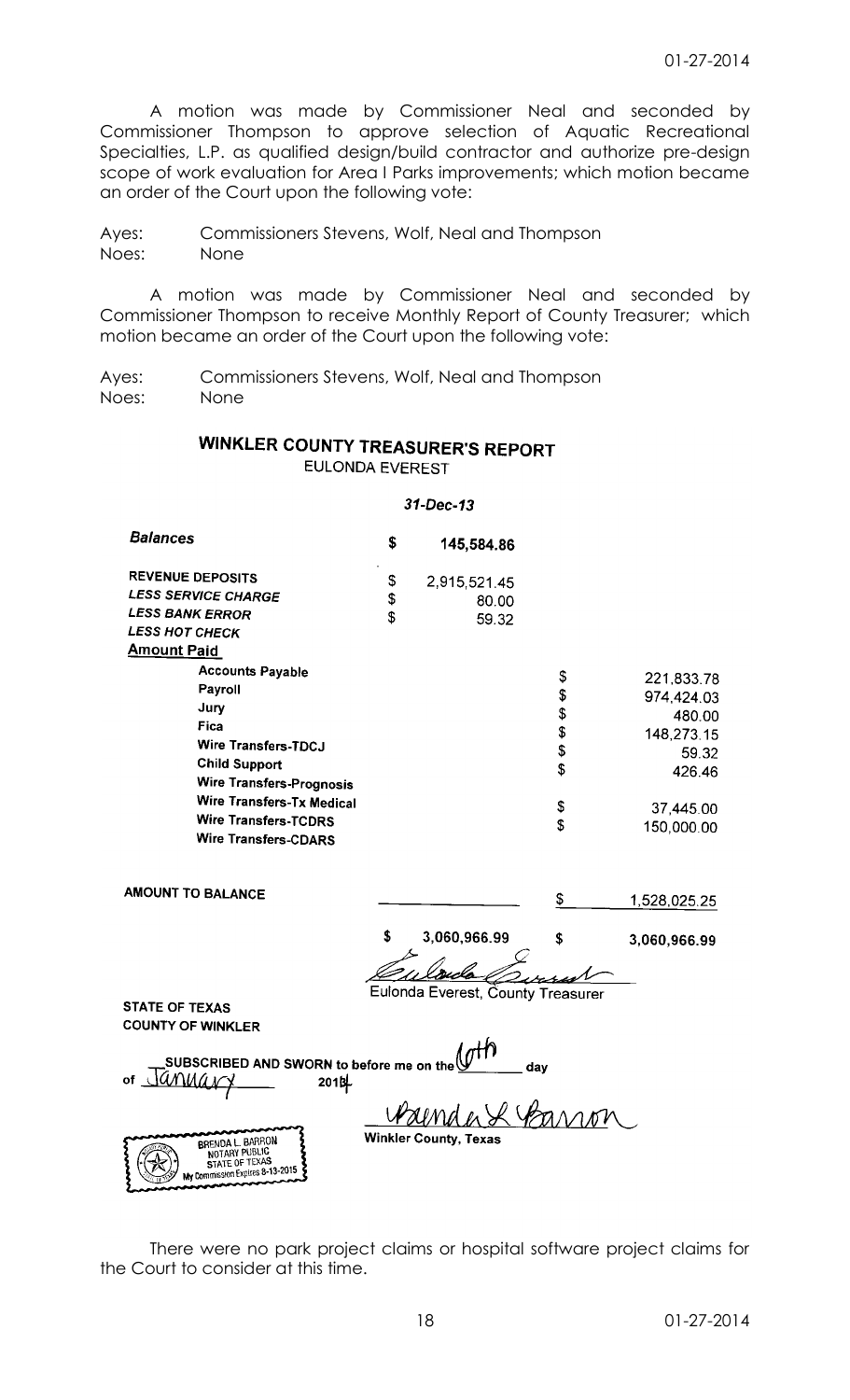A motion was made by Commissioner Neal and seconded by Commissioner Thompson to approve selection of Aquatic Recreational Specialties, L.P. as qualified design/build contractor and authorize pre-design scope of work evaluation for Area I Parks improvements; which motion became an order of the Court upon the following vote:

Ayes: Commissioners Stevens, Wolf, Neal and Thompson
Noes: None

A motion was made by Commissioner Neal and seconded by Commissioner Thompson to receive Monthly Report of County Treasurer; which motion became an order of the Court upon the following vote:

Ayes: Commissioners Stevens, Wolf, Neal and Thompson
Noes: None

## WINKLER COUNTY TREASURER'S REPORT

EULONDA EVEREST

*31-Dec-13*

| | | | | |
|---|---|---|---|---|
| ***Balances*** | $ | **145,584.86** | | |
| **REVENUE DEPOSITS** | $ | 2,915,521.45 | | |
| ***LESS SERVICE CHARGE*** | $ | 80.00 | | |
| ***LESS BANK ERROR*** | $ | 59.32 | | |
| ***LESS HOT CHECK*** | | | | |
| **Amount Paid** | | | | |
| **Accounts Payable** | | | $ | 221,833.78 |
| **Payroll** | | | $ | 974,424.03 |
| **Jury** | | | $ | 480.00 |
| **Fica** | | | $ | 148,273.15 |
| **Wire Transfers-TDCJ** | | | $ | 59.32 |
| **Child Support** | | | $ | 426.46 |
| **Wire Transfers-Prognosis** | | | | |
| **Wire Transfers-Tx Medical** | | | $ | 37,445.00 |
| **Wire Transfers-TCDRS** | | | $ | 150,000.00 |
| **Wire Transfers-CDARS** | | | | |
| **AMOUNT TO BALANCE** | | | $ | 1,528,025.25 |
| | $ | **3,060,966.99** | $ | **3,060,966.99** |

Eulonda Everest, County Treasurer

**STATE OF TEXAS**
**COUNTY OF WINKLER**

**SUBSCRIBED AND SWORN to before me on the** 6th **day of** January **2014**

Brenda L Barron
**Winkler County, Texas**

BRENDA L. BARRON
NOTARY PUBLIC
STATE OF TEXAS
My Commission Expires 8-13-2015

There were no park project claims or hospital software project claims for the Court to consider at this time.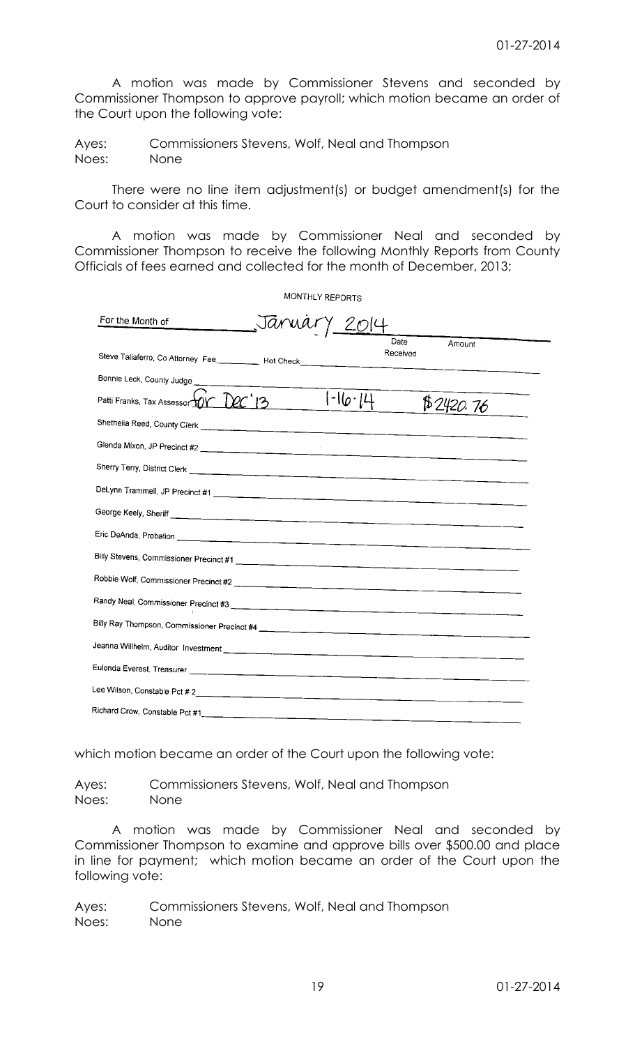A motion was made by Commissioner Stevens and seconded by Commissioner Thompson to approve payroll; which motion became an order of the Court upon the following vote:

Ayes: Commissioners Stevens, Wolf, Neal and Thompson
Noes: None

There were no line item adjustment(s) or budget amendment(s) for the Court to consider at this time.

A motion was made by Commissioner Neal and seconded by Commissioner Thompson to receive the following Monthly Reports from County Officials of fees earned and collected for the month of December, 2013;

MONTHLY REPORTS

For the Month of January 2014

| | Date Received | Amount |
|---|---|---|
| Steve Taliaferro, Co Attorney Fee\_\_\_\_\_\_\_\_ Hot Check | | |
| Bonnie Leck, County Judge | | |
| Patti Franks, Tax Assessor for Dec '13 | 1-16-14 | $2420.76 |
| Shethelia Reed, County Clerk | | |
| Glenda Mixon, JP Precinct #2 | | |
| Sherry Terry, District Clerk | | |
| DeLynn Trammell, JP Precinct #1 | | |
| George Keely, Sheriff | | |
| Eric DeAnda, Probation | | |
| Billy Stevens, Commissioner Precinct #1 | | |
| Robbie Wolf, Commissioner Precinct #2 | | |
| Randy Neal, Commissioner Precinct #3 | | |
| Billy Ray Thompson, Commissioner Precinct #4 | | |
| Jeanna Willhelm, Auditor Investment | | |
| Eulonda Everest, Treasurer | | |
| Lee Wilson, Constable Pct # 2 | | |
| Richard Crow, Constable Pct #1 | | |

which motion became an order of the Court upon the following vote:

Ayes: Commissioners Stevens, Wolf, Neal and Thompson
Noes: None

A motion was made by Commissioner Neal and seconded by Commissioner Thompson to examine and approve bills over $500.00 and place in line for payment; which motion became an order of the Court upon the following vote:

Ayes: Commissioners Stevens, Wolf, Neal and Thompson
Noes: None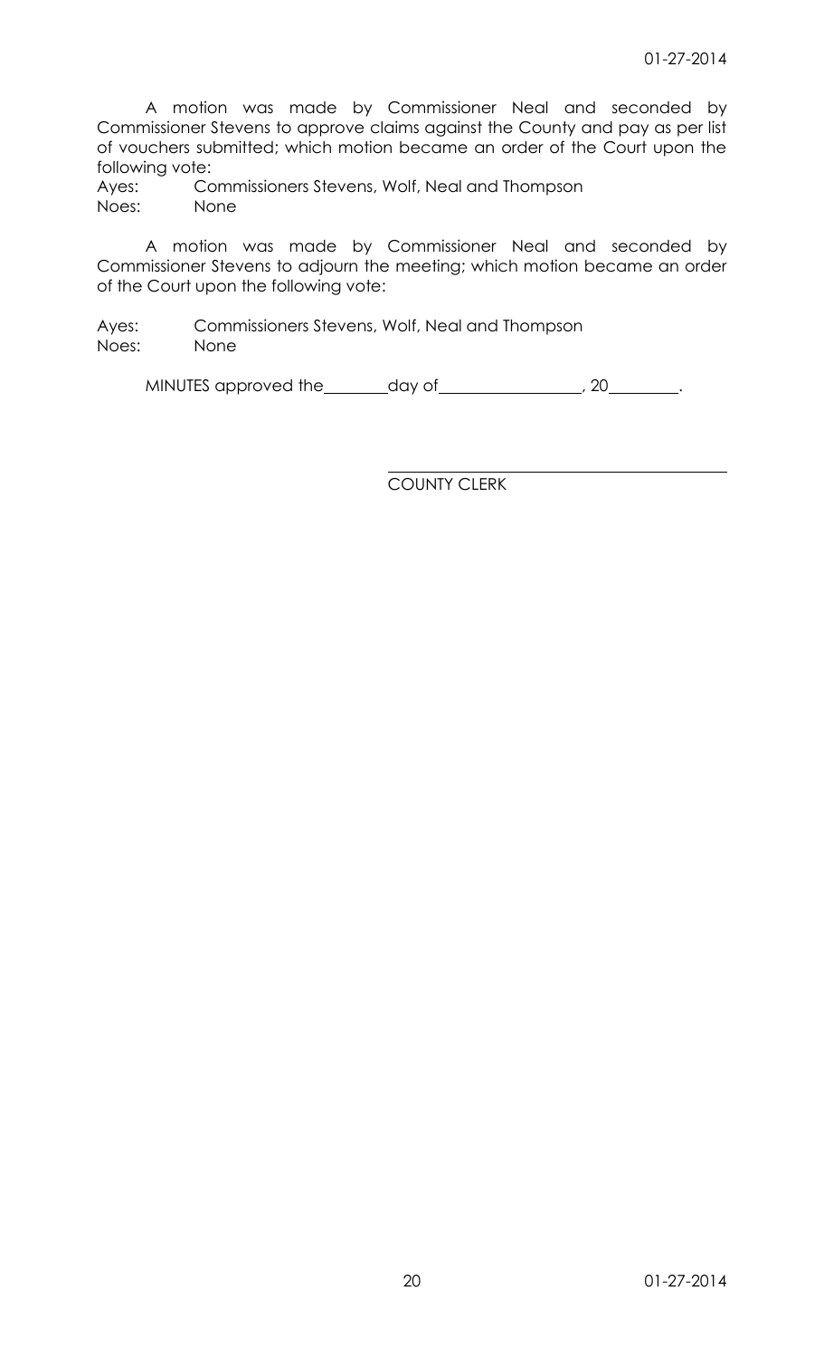A motion was made by Commissioner Neal and seconded by Commissioner Stevens to approve claims against the County and pay as per list of vouchers submitted; which motion became an order of the Court upon the following vote:

Ayes: Commissioners Stevens, Wolf, Neal and Thompson
Noes: None

A motion was made by Commissioner Neal and seconded by Commissioner Stevens to adjourn the meeting; which motion became an order of the Court upon the following vote:

Ayes: Commissioners Stevens, Wolf, Neal and Thompson
Noes: None

MINUTES approved the ________ day of __________________, 20_________.

_____________________________________

COUNTY CLERK